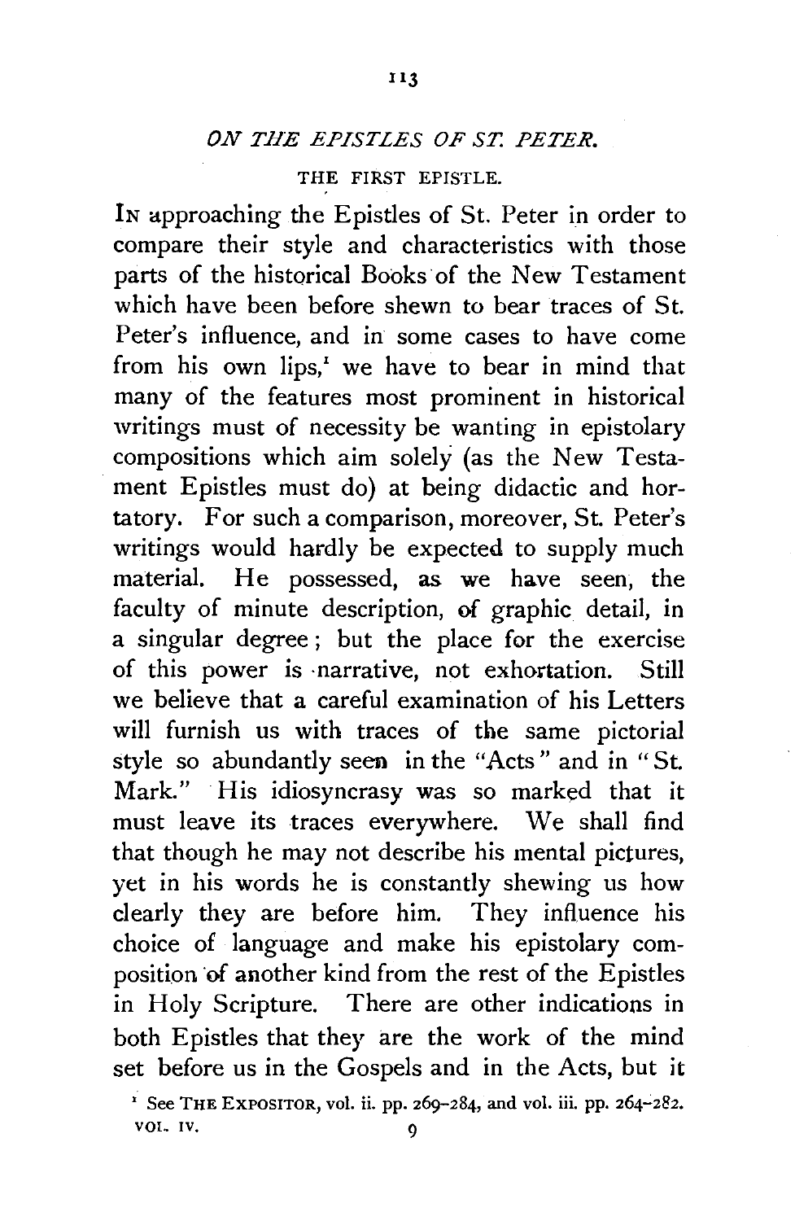## *ON THE EPISTLES OF ST. PETER.*

### THE FIRST EPISTLE.

IN approaching the Epistles of St. Peter in order to compare their style and characteristics with those parts of the historical Books of the New Testament which have been before shewn to bear traces of St. Peter's influence, and in some cases to have come from his own lips,[1] we have to bear in mind that many of the features most prominent in historical writings must of necessity be wanting in epistolary compositions which aim solely (as the New Testament Epistles must do) at being didactic and hortatory. For such a comparison, moreover, St. Peter's writings would hardly be expected to supply much material. He possessed, as we have seen, the faculty of minute description, of graphic detail, in a singular degree; but the place for the exercise of this power is narrative, not exhortation. Still we believe that a careful examination of his Letters will furnish us with traces of the same pictorial style so abundantly seen in the "Acts" and in "St. Mark." His idiosyncrasy was so marked that it must leave its traces everywhere. We shall find that though he may not describe his mental pictures, yet in his words he is constantly shewing us how clearly they are before him. They influence his choice of language and make his epistolary composition of another kind from the rest of the Epistles in Holy Scripture. There are other indications in both Epistles that they are the work of the mind set before us in the Gospels and in the Acts, but it

[1] See THE EXPOSITOR, vol. ii. pp. 269–284, and vol. iii. pp. 264–282.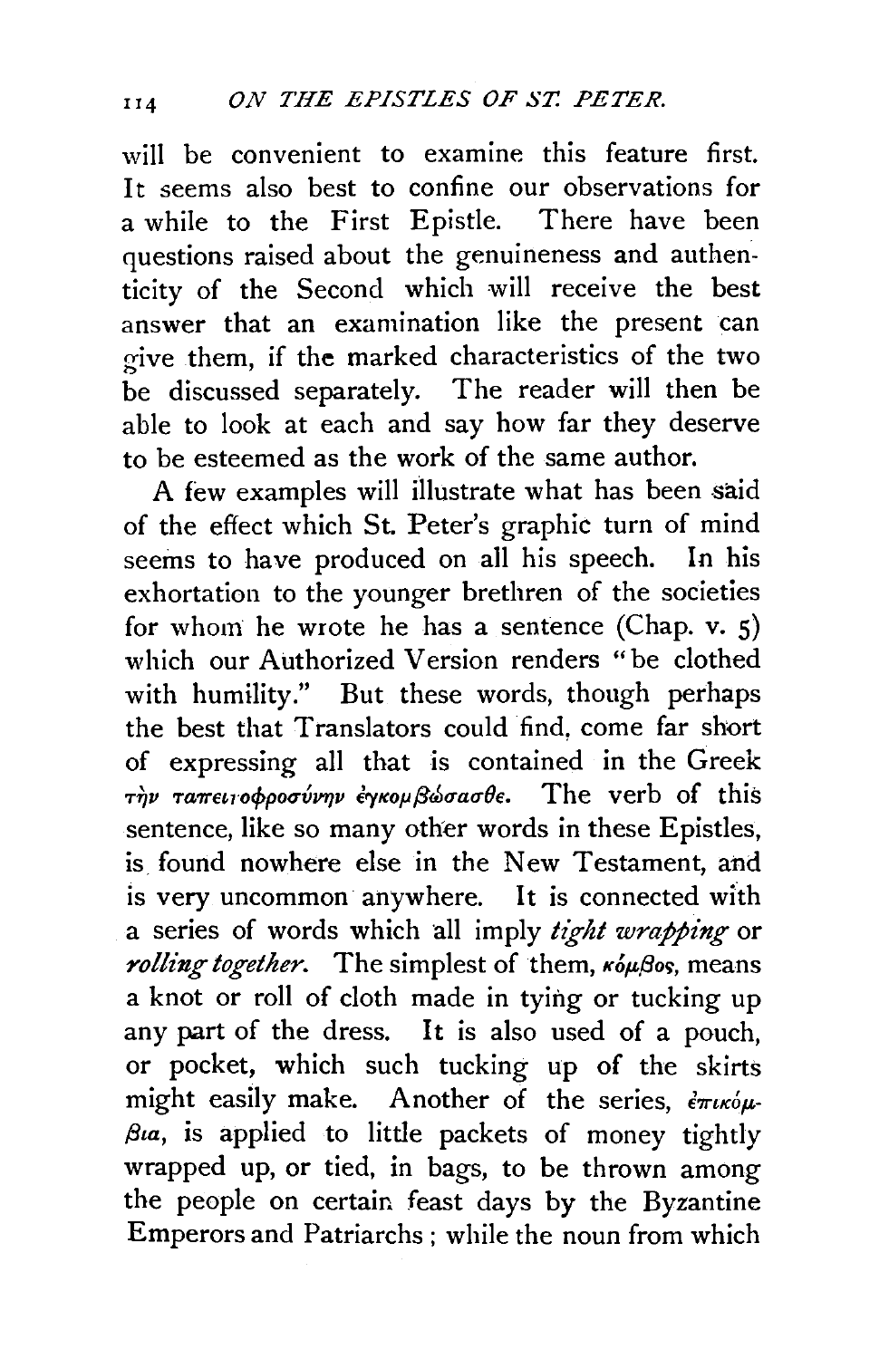will be convenient to examine this feature first. It seems also best to confine our observations for a while to the First Epistle. There have been questions raised about the genuineness and authenticity of the Second which will receive the best answer that an examination like the present can give them, if the marked characteristics of the two be discussed separately. The reader will then be able to look at each and say how far they deserve to be esteemed as the work of the same author.

A few examples will illustrate what has been said of the effect which St. Peter's graphic turn of mind seems to have produced on all his speech. In his exhortation to the younger brethren of the societies for whom he wrote he has a sentence (Chap. v. 5) which our Authorized Version renders "be clothed with humility." But these words, though perhaps the best that Translators could find, come far short of expressing all that is contained in the Greek τὴν ταπεινοφροσύνην ἐγκομβώσασθε. The verb of this sentence, like so many other words in these Epistles, is found nowhere else in the New Testament, and is very uncommon anywhere. It is connected with a series of words which all imply *tight wrapping* or *rolling together*. The simplest of them, κόμβος, means a knot or roll of cloth made in tying or tucking up any part of the dress. It is also used of a pouch, or pocket, which such tucking up of the skirts might easily make. Another of the series, ἐπικόμβια, is applied to little packets of money tightly wrapped up, or tied, in bags, to be thrown among the people on certain feast days by the Byzantine Emperors and Patriarchs; while the noun from which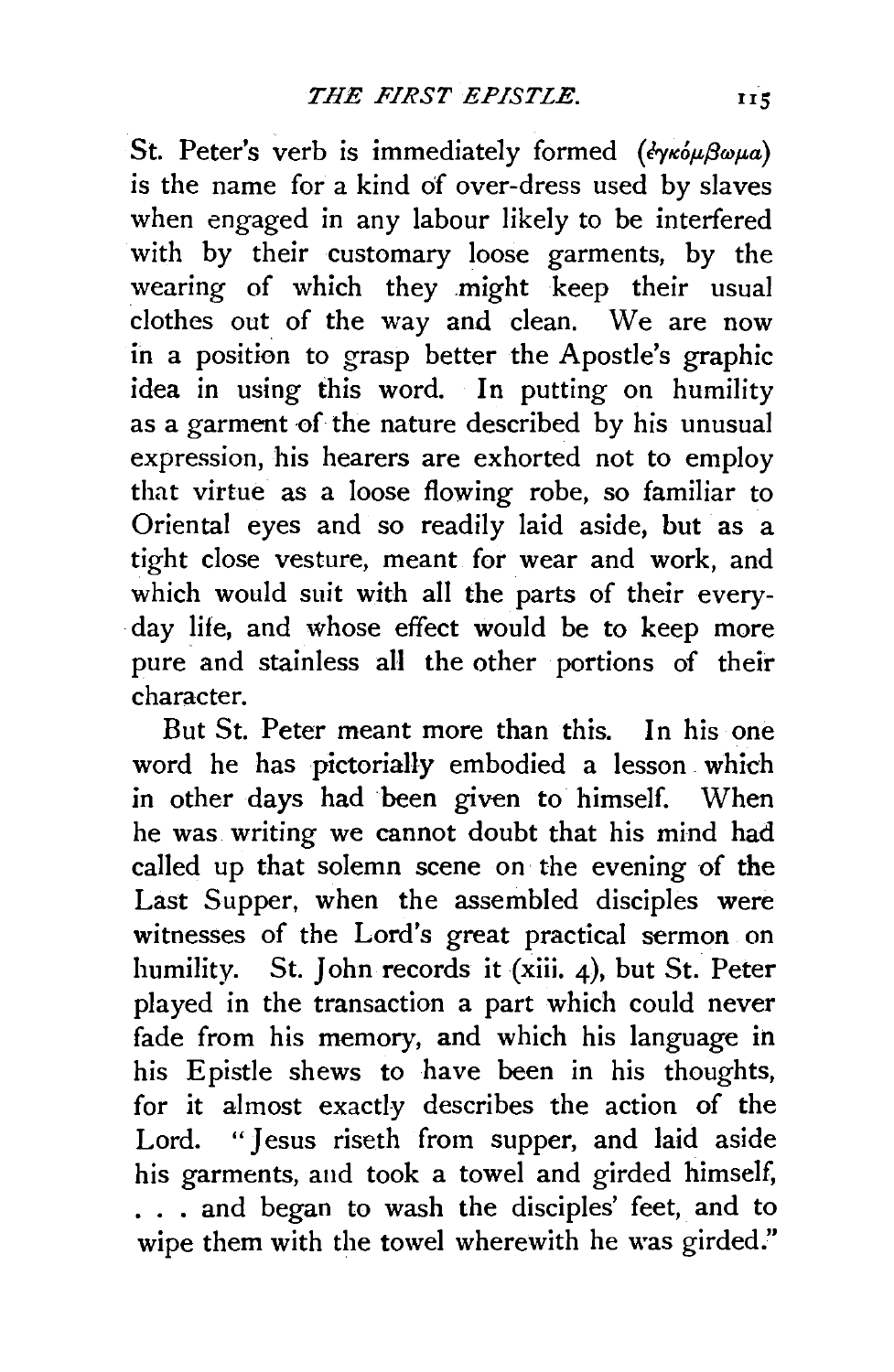St. Peter's verb is immediately formed (ἐγκόμβωμα) is the name for a kind of over-dress used by slaves when engaged in any labour likely to be interfered with by their customary loose garments, by the wearing of which they might keep their usual clothes out of the way and clean. We are now in a position to grasp better the Apostle's graphic idea in using this word. In putting on humility as a garment of the nature described by his unusual expression, his hearers are exhorted not to employ that virtue as a loose flowing robe, so familiar to Oriental eyes and so readily laid aside, but as a tight close vesture, meant for wear and work, and which would suit with all the parts of their every-day life, and whose effect would be to keep more pure and stainless all the other portions of their character.

But St. Peter meant more than this. In his one word he has pictorially embodied a lesson which in other days had been given to himself. When he was writing we cannot doubt that his mind had called up that solemn scene on the evening of the Last Supper, when the assembled disciples were witnesses of the Lord's great practical sermon on humility. St. John records it (xiii. 4), but St. Peter played in the transaction a part which could never fade from his memory, and which his language in his Epistle shews to have been in his thoughts, for it almost exactly describes the action of the Lord. "Jesus riseth from supper, and laid aside his garments, and took a towel and girded himself, . . . and began to wash the disciples' feet, and to wipe them with the towel wherewith he was girded."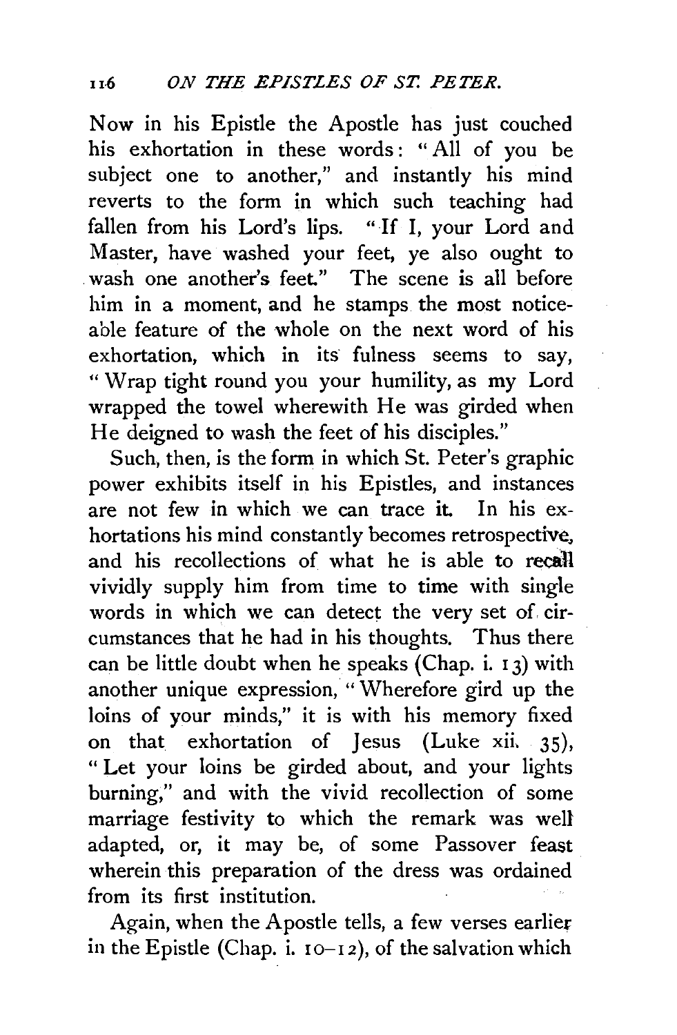Now in his Epistle the Apostle has just couched his exhortation in these words: "All of you be subject one to another," and instantly his mind reverts to the form in which such teaching had fallen from his Lord's lips. "If I, your Lord and Master, have washed your feet, ye also ought to wash one another's feet." The scene is all before him in a moment, and he stamps the most noticeable feature of the whole on the next word of his exhortation, which in its fulness seems to say, "Wrap tight round you your humility, as my Lord wrapped the towel wherewith He was girded when He deigned to wash the feet of his disciples."

Such, then, is the form in which St. Peter's graphic power exhibits itself in his Epistles, and instances are not few in which we can trace it. In his exhortations his mind constantly becomes retrospective, and his recollections of what he is able to recall vividly supply him from time to time with single words in which we can detect the very set of circumstances that he had in his thoughts. Thus there can be little doubt when he speaks (Chap. i. 13) with another unique expression, "Wherefore gird up the loins of your minds," it is with his memory fixed on that exhortation of Jesus (Luke xii. 35), "Let your loins be girded about, and your lights burning," and with the vivid recollection of some marriage festivity to which the remark was well adapted, or, it may be, of some Passover feast wherein this preparation of the dress was ordained from its first institution.

Again, when the Apostle tells, a few verses earlier in the Epistle (Chap. i. 10–12), of the salvation which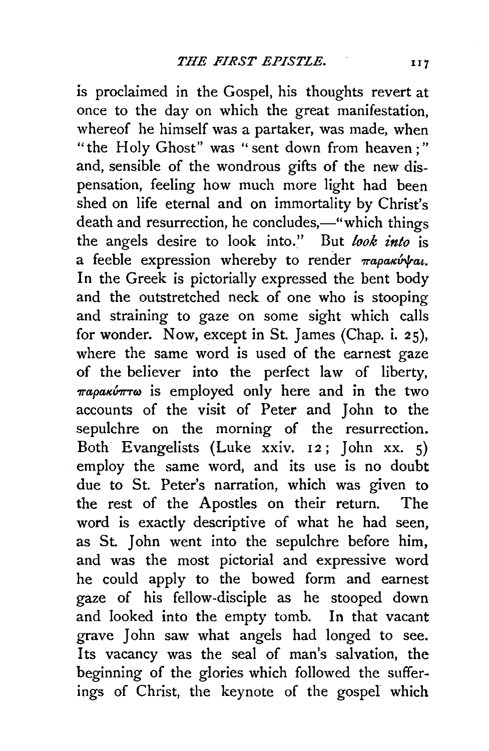is proclaimed in the Gospel, his thoughts revert at once to the day on which the great manifestation, whereof he himself was a partaker, was made, when "the Holy Ghost" was "sent down from heaven;" and, sensible of the wondrous gifts of the new dispensation, feeling how much more light had been shed on life eternal and on immortality by Christ's death and resurrection, he concludes,—"which things the angels desire to look into." But *look into* is a feeble expression whereby to render παρακύψαι. In the Greek is pictorially expressed the bent body and the outstretched neck of one who is stooping and straining to gaze on some sight which calls for wonder. Now, except in St. James (Chap. i. 25), where the same word is used of the earnest gaze of the believer into the perfect law of liberty, παρακύπτω is employed only here and in the two accounts of the visit of Peter and John to the sepulchre on the morning of the resurrection. Both Evangelists (Luke xxiv. 12; John xx. 5) employ the same word, and its use is no doubt due to St. Peter's narration, which was given to the rest of the Apostles on their return. The word is exactly descriptive of what he had seen, as St. John went into the sepulchre before him, and was the most pictorial and expressive word he could apply to the bowed form and earnest gaze of his fellow-disciple as he stooped down and looked into the empty tomb. In that vacant grave John saw what angels had longed to see. Its vacancy was the seal of man's salvation, the beginning of the glories which followed the sufferings of Christ, the keynote of the gospel which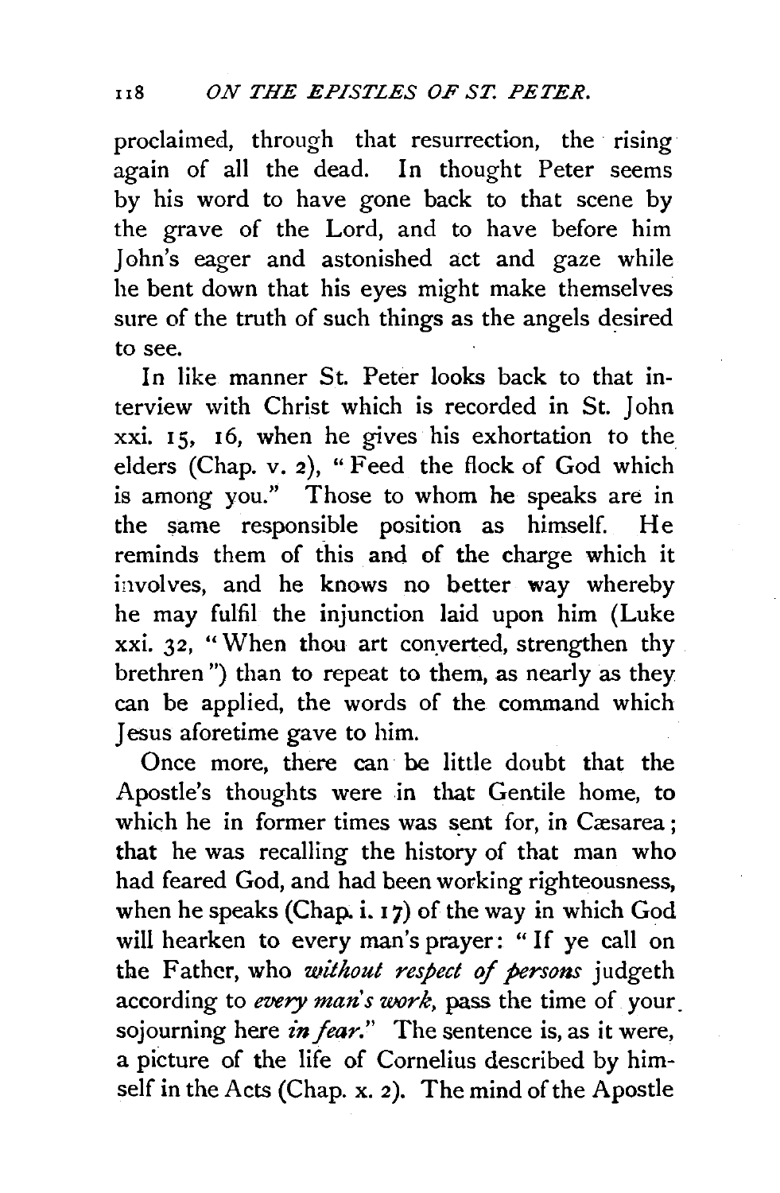proclaimed, through that resurrection, the rising again of all the dead. In thought Peter seems by his word to have gone back to that scene by the grave of the Lord, and to have before him John's eager and astonished act and gaze while he bent down that his eyes might make themselves sure of the truth of such things as the angels desired to see.

In like manner St. Peter looks back to that interview with Christ which is recorded in St. John xxi. 15, 16, when he gives his exhortation to the elders (Chap. v. 2), "Feed the flock of God which is among you." Those to whom he speaks are in the same responsible position as himself. He reminds them of this and of the charge which it involves, and he knows no better way whereby he may fulfil the injunction laid upon him (Luke xxi. 32, "When thou art converted, strengthen thy brethren") than to repeat to them, as nearly as they can be applied, the words of the command which Jesus aforetime gave to him.

Once more, there can be little doubt that the Apostle's thoughts were in that Gentile home, to which he in former times was sent for, in Cæsarea; that he was recalling the history of that man who had feared God, and had been working righteousness, when he speaks (Chap. i. 17) of the way in which God will hearken to every man's prayer: "If ye call on the Father, who *without respect of persons* judgeth according to *every man's work*, pass the time of your sojourning here *in fear*." The sentence is, as it were, a picture of the life of Cornelius described by himself in the Acts (Chap. x. 2). The mind of the Apostle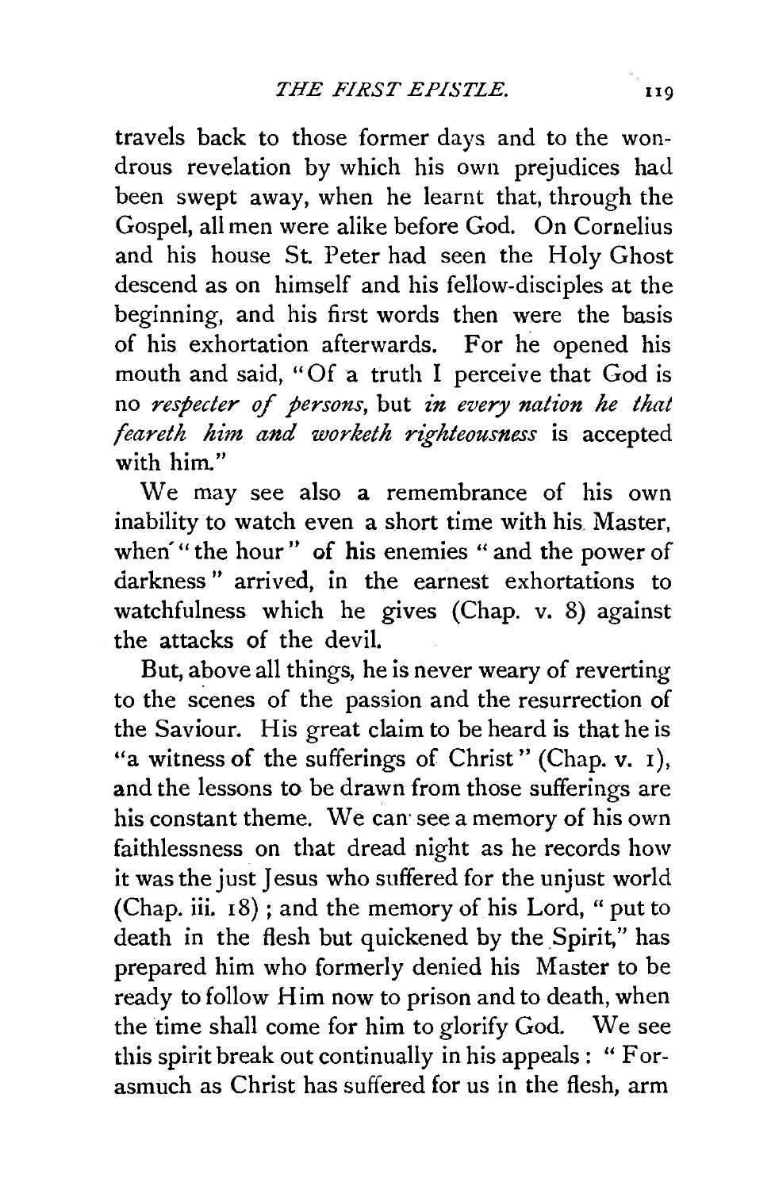travels back to those former days and to the wondrous revelation by which his own prejudices had been swept away, when he learnt that, through the Gospel, all men were alike before God. On Cornelius and his house St. Peter had seen the Holy Ghost descend as on himself and his fellow-disciples at the beginning, and his first words then were the basis of his exhortation afterwards. For he opened his mouth and said, "Of a truth I perceive that God is no *respecter of persons*, but *in every nation he that feareth him and worketh righteousness* is accepted with him."

We may see also a remembrance of his own inability to watch even a short time with his Master, when "the hour" of his enemies "and the power of darkness" arrived, in the earnest exhortations to watchfulness which he gives (Chap. v. 8) against the attacks of the devil.

But, above all things, he is never weary of reverting to the scenes of the passion and the resurrection of the Saviour. His great claim to be heard is that he is "a witness of the sufferings of Christ" (Chap. v. 1), and the lessons to be drawn from those sufferings are his constant theme. We can see a memory of his own faithlessness on that dread night as he records how it was the just Jesus who suffered for the unjust world (Chap. iii. 18); and the memory of his Lord, "put to death in the flesh but quickened by the Spirit," has prepared him who formerly denied his Master to be ready to follow Him now to prison and to death, when the time shall come for him to glorify God. We see this spirit break out continually in his appeals: "Forasmuch as Christ has suffered for us in the flesh, arm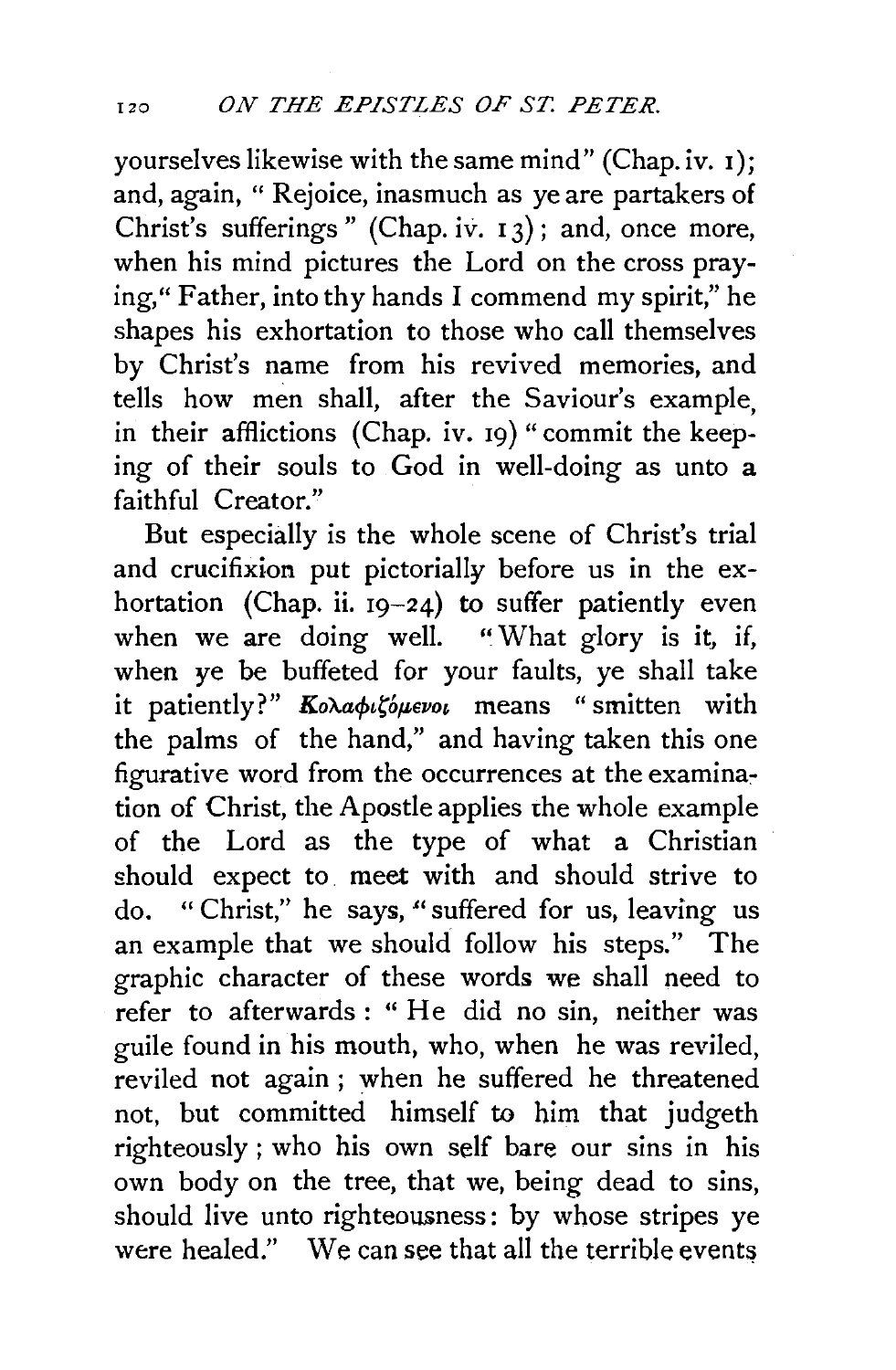yourselves likewise with the same mind" (Chap. iv. 1); and, again, " Rejoice, inasmuch as ye are partakers of Christ's sufferings" (Chap. iv. 13); and, once more, when his mind pictures the Lord on the cross praying," Father, into thy hands I commend my spirit," he shapes his exhortation to those who call themselves by Christ's name from his revived memories, and tells how men shall, after the Saviour's example, in their afflictions (Chap. iv. 19) " commit the keeping of their souls to God in well-doing as unto a faithful Creator."

But especially is the whole scene of Christ's trial and crucifixion put pictorially before us in the exhortation (Chap. ii. 19–24) to suffer patiently even when we are doing well. " What glory is it, if, when ye be buffeted for your faults, ye shall take it patiently?" *Κολαφιζόμενοι* means " smitten with the palms of the hand," and having taken this one figurative word from the occurrences at the examination of Christ, the Apostle applies the whole example of the Lord as the type of what a Christian should expect to meet with and should strive to do. " Christ," he says, " suffered for us, leaving us an example that we should follow his steps." The graphic character of these words we shall need to refer to afterwards : " He did no sin, neither was guile found in his mouth, who, when he was reviled, reviled not again ; when he suffered he threatened not, but committed himself to him that judgeth righteously ; who his own self bare our sins in his own body on the tree, that we, being dead to sins, should live unto righteousness: by whose stripes ye were healed." We can see that all the terrible events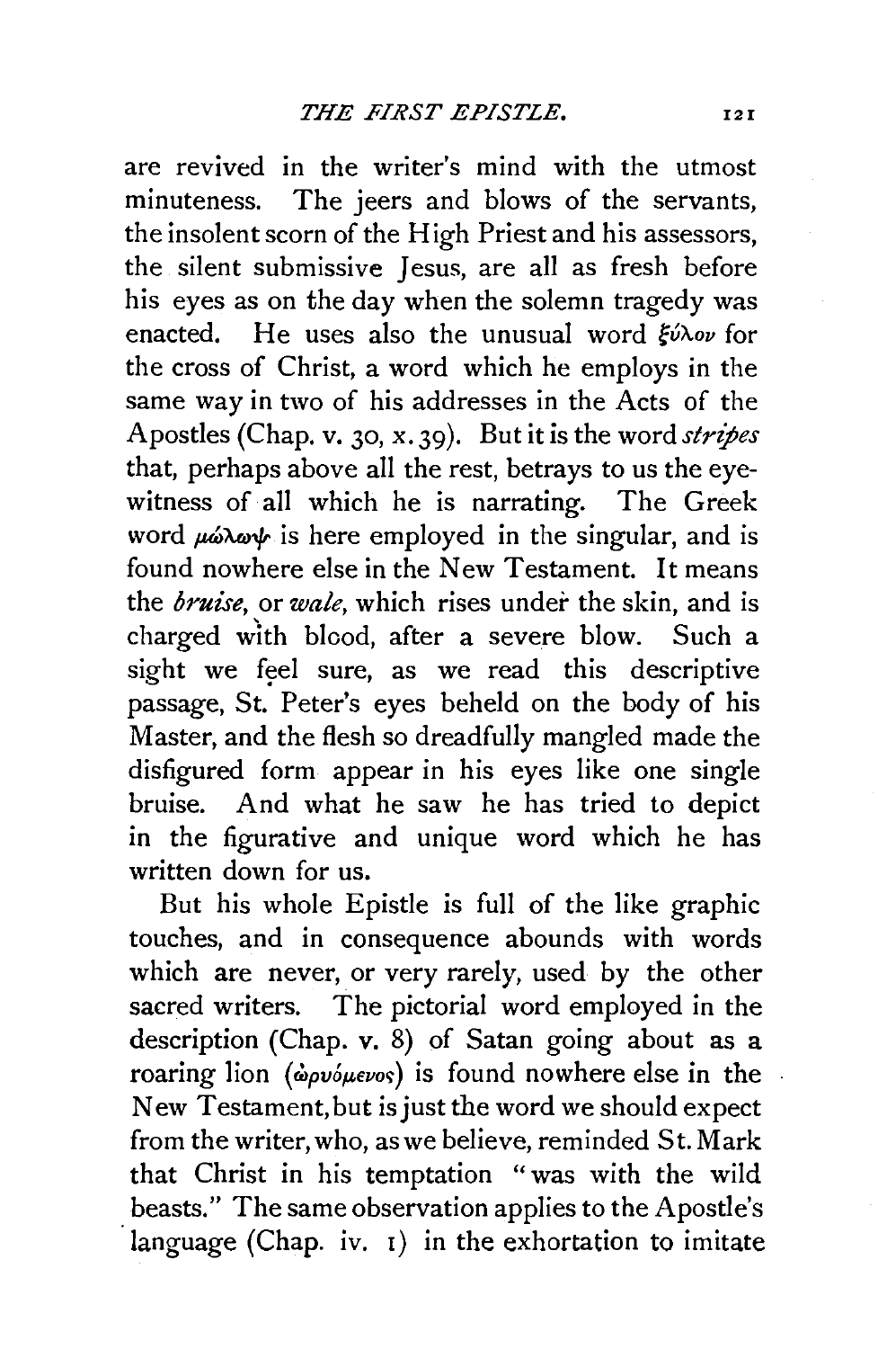are revived in the writer's mind with the utmost minuteness. The jeers and blows of the servants, the insolent scorn of the High Priest and his assessors, the silent submissive Jesus, are all as fresh before his eyes as on the day when the solemn tragedy was enacted. He uses also the unusual word ξύλον for the cross of Christ, a word which he employs in the same way in two of his addresses in the Acts of the Apostles (Chap. v. 30, x. 39). But it is the word *stripes* that, perhaps above all the rest, betrays to us the eye-witness of all which he is narrating. The Greek word μώλωψ is here employed in the singular, and is found nowhere else in the New Testament. It means the *bruise*, or *wale*, which rises under the skin, and is charged with blood, after a severe blow. Such a sight we feel sure, as we read this descriptive passage, St. Peter's eyes beheld on the body of his Master, and the flesh so dreadfully mangled made the disfigured form appear in his eyes like one single bruise. And what he saw he has tried to depict in the figurative and unique word which he has written down for us.

But his whole Epistle is full of the like graphic touches, and in consequence abounds with words which are never, or very rarely, used by the other sacred writers. The pictorial word employed in the description (Chap. v. 8) of Satan going about as a roaring lion (ὠρυόμενος) is found nowhere else in the New Testament, but is just the word we should expect from the writer, who, as we believe, reminded St. Mark that Christ in his temptation "was with the wild beasts." The same observation applies to the Apostle's language (Chap. iv. 1) in the exhortation to imitate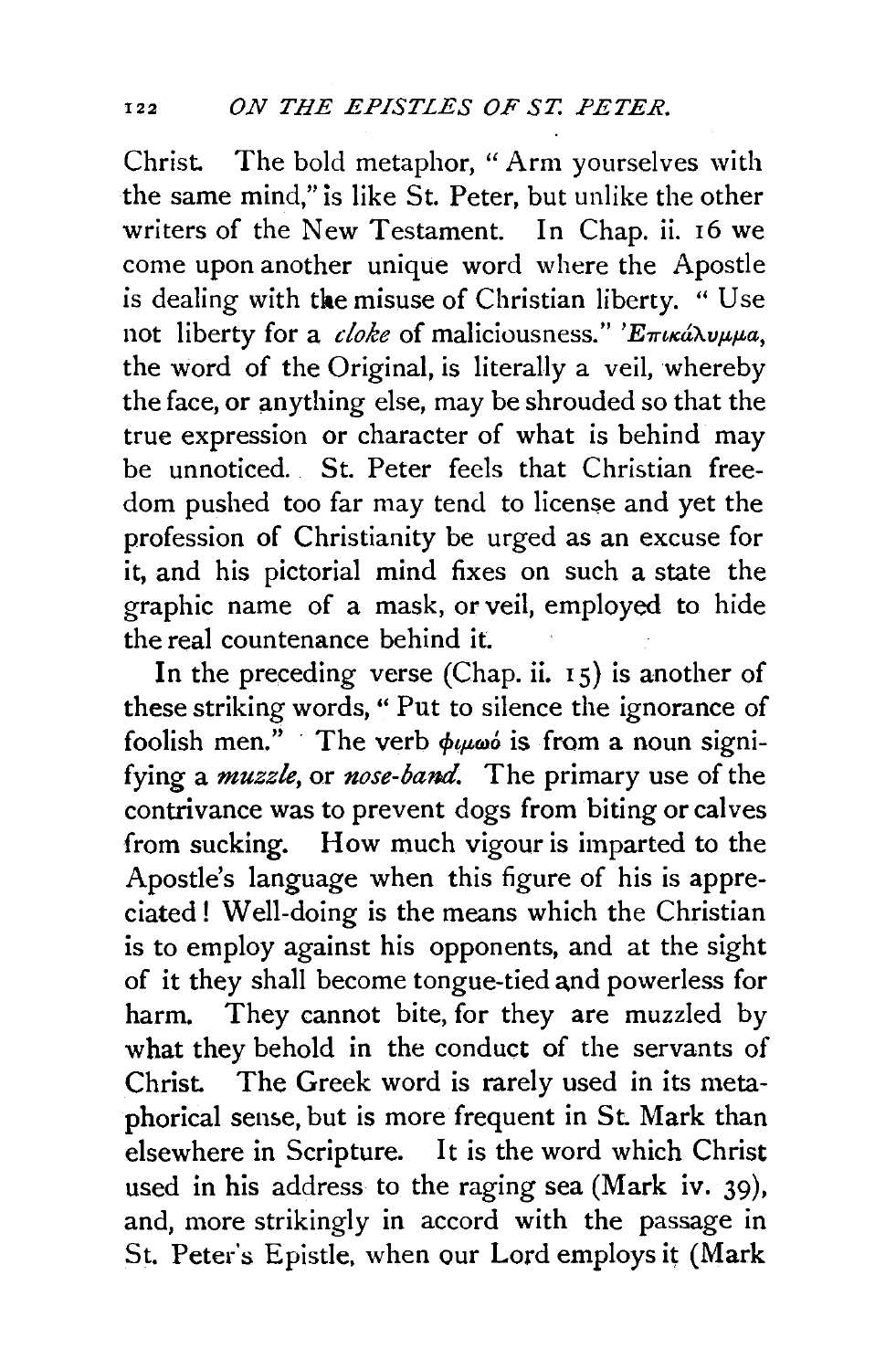Christ. The bold metaphor, "Arm yourselves with the same mind," is like St. Peter, but unlike the other writers of the New Testament. In Chap. ii. 16 we come upon another unique word where the Apostle is dealing with the misuse of Christian liberty. "Use not liberty for a *cloke* of maliciousness." Ἐπικάλυμμα, the word of the Original, is literally a veil, whereby the face, or anything else, may be shrouded so that the true expression or character of what is behind may be unnoticed. St. Peter feels that Christian freedom pushed too far may tend to license and yet the profession of Christianity be urged as an excuse for it, and his pictorial mind fixes on such a state the graphic name of a mask, or veil, employed to hide the real countenance behind it.

In the preceding verse (Chap. ii. 15) is another of these striking words, "Put to silence the ignorance of foolish men." The verb φιμωό is from a noun signifying a *muzzle*, or *nose-band*. The primary use of the contrivance was to prevent dogs from biting or calves from sucking. How much vigour is imparted to the Apostle's language when this figure of his is appreciated! Well-doing is the means which the Christian is to employ against his opponents, and at the sight of it they shall become tongue-tied and powerless for harm. They cannot bite, for they are muzzled by what they behold in the conduct of the servants of Christ. The Greek word is rarely used in its metaphorical sense, but is more frequent in St. Mark than elsewhere in Scripture. It is the word which Christ used in his address to the raging sea (Mark iv. 39), and, more strikingly in accord with the passage in St. Peter's Epistle, when our Lord employs it (Mark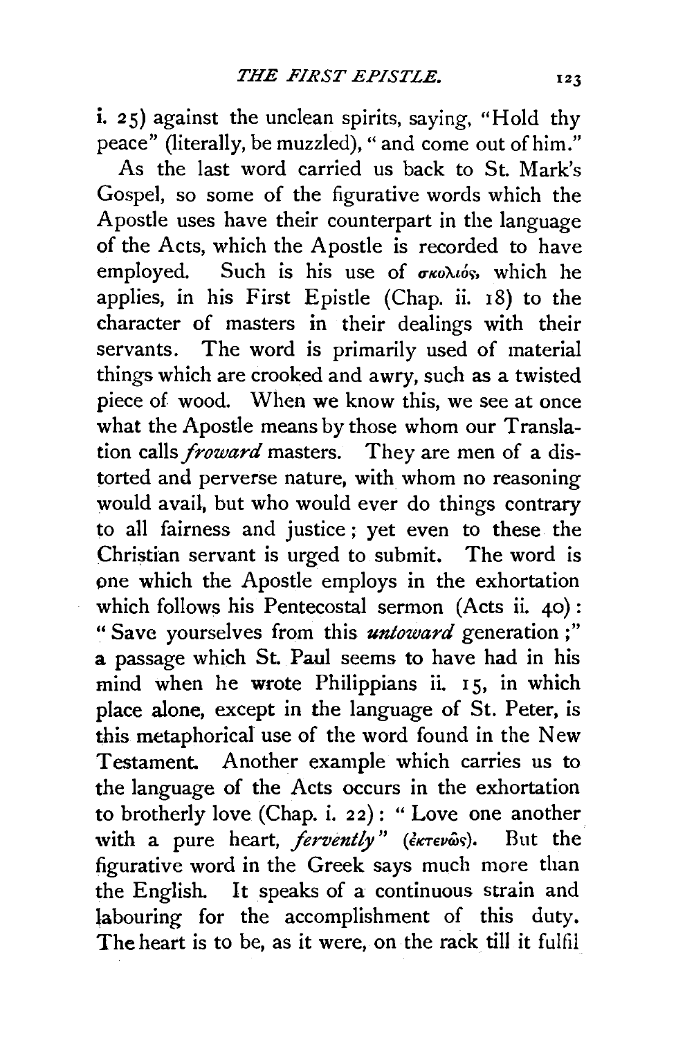i. 25) against the unclean spirits, saying, "Hold thy peace" (literally, be muzzled), "and come out of him."

As the last word carried us back to St. Mark's Gospel, so some of the figurative words which the Apostle uses have their counterpart in the language of the Acts, which the Apostle is recorded to have employed. Such is his use of σκολιός, which he applies, in his First Epistle (Chap. ii. 18) to the character of masters in their dealings with their servants. The word is primarily used of material things which are crooked and awry, such as a twisted piece of wood. When we know this, we see at once what the Apostle means by those whom our Translation calls *froward* masters. They are men of a distorted and perverse nature, with whom no reasoning would avail, but who would ever do things contrary to all fairness and justice; yet even to these the Christian servant is urged to submit. The word is one which the Apostle employs in the exhortation which follows his Pentecostal sermon (Acts ii. 40): "Save yourselves from this *untoward* generation;" a passage which St. Paul seems to have had in his mind when he wrote Philippians ii. 15, in which place alone, except in the language of St. Peter, is this metaphorical use of the word found in the New Testament. Another example which carries us to the language of the Acts occurs in the exhortation to brotherly love (Chap. i. 22): "Love one another with a pure heart, *fervently*" (ἐκτενῶς). But the figurative word in the Greek says much more than the English. It speaks of a continuous strain and labouring for the accomplishment of this duty. The heart is to be, as it were, on the rack till it fulfil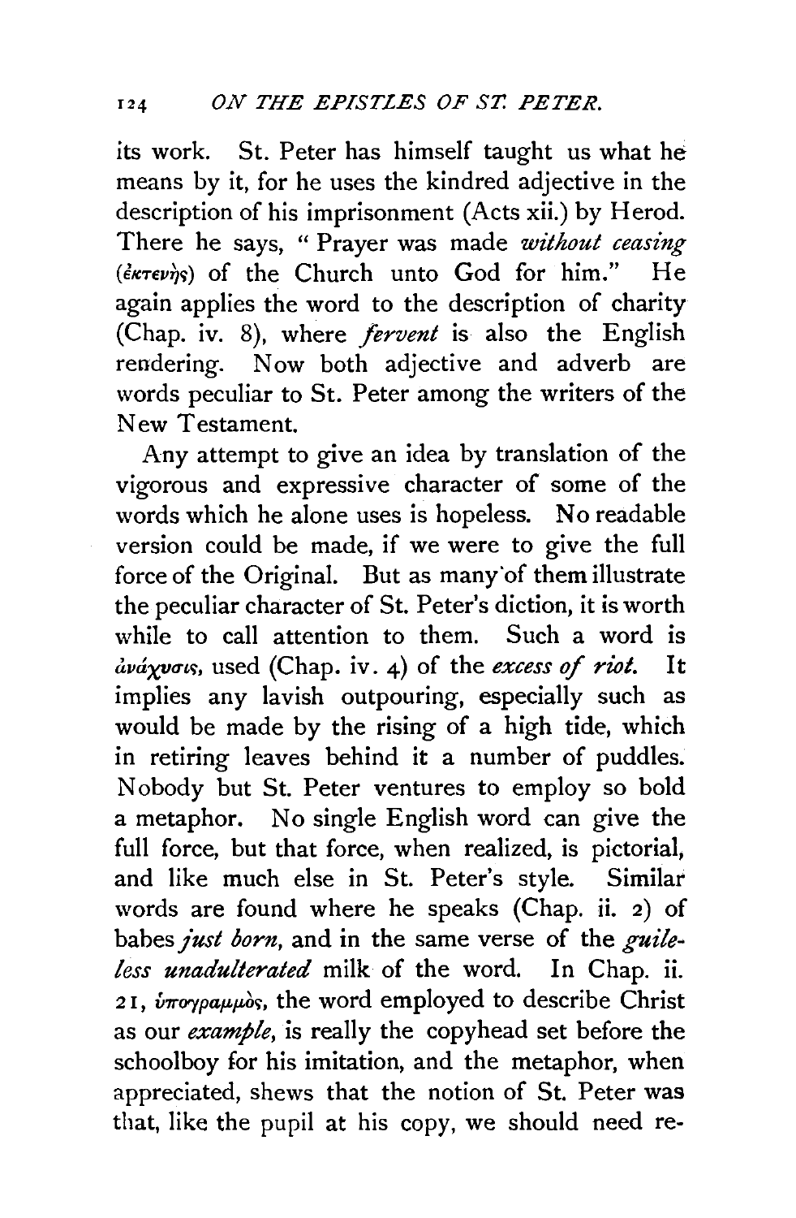its work. St. Peter has himself taught us what he means by it, for he uses the kindred adjective in the description of his imprisonment (Acts xii.) by Herod. There he says, " Prayer was made *without ceasing* (ἐκτενὴς) of the Church unto God for him." He again applies the word to the description of charity (Chap. iv. 8), where *fervent* is also the English rendering. Now both adjective and adverb are words peculiar to St. Peter among the writers of the New Testament.

Any attempt to give an idea by translation of the vigorous and expressive character of some of the words which he alone uses is hopeless. No readable version could be made, if we were to give the full force of the Original. But as many of them illustrate the peculiar character of St. Peter's diction, it is worth while to call attention to them. Such a word is ἀνάχυσις, used (Chap. iv. 4) of the *excess of riot.* It implies any lavish outpouring, especially such as would be made by the rising of a high tide, which in retiring leaves behind it a number of puddles. Nobody but St. Peter ventures to employ so bold a metaphor. No single English word can give the full force, but that force, when realized, is pictorial, and like much else in St. Peter's style. Similar words are found where he speaks (Chap. ii. 2) of babes *just born,* and in the same verse of the *guileless unadulterated* milk of the word. In Chap. ii. 21, ὑπογραμμὸς, the word employed to describe Christ as our *example,* is really the copyhead set before the schoolboy for his imitation, and the metaphor, when appreciated, shews that the notion of St. Peter was that, like the pupil at his copy, we should need re-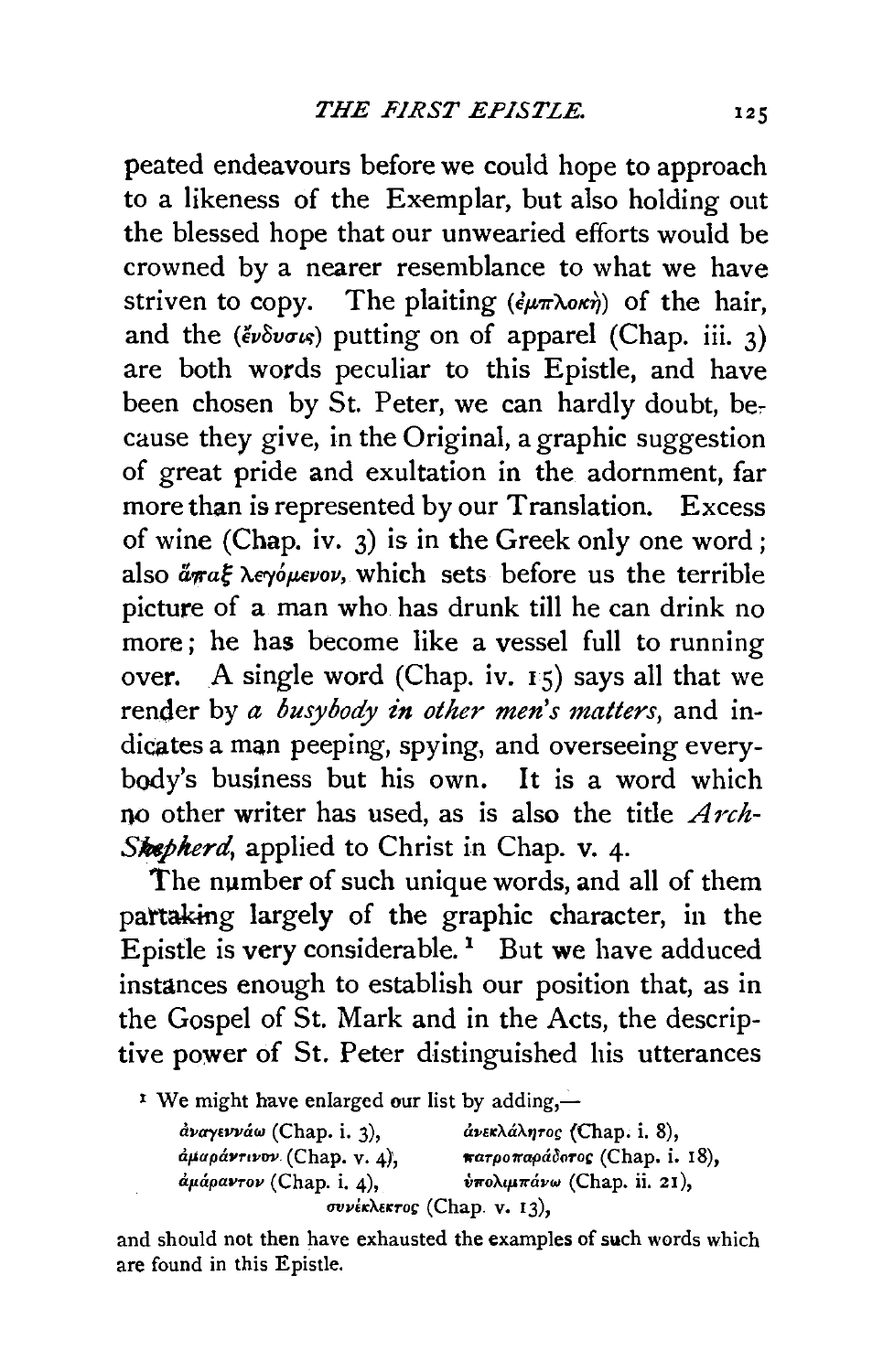peated endeavours before we could hope to approach to a likeness of the Exemplar, but also holding out the blessed hope that our unwearied efforts would be crowned by a nearer resemblance to what we have striven to copy. The plaiting (ἐμπλοκὴ) of the hair, and the (ἔνδυσις) putting on of apparel (Chap. iii. 3) are both words peculiar to this Epistle, and have been chosen by St. Peter, we can hardly doubt, because they give, in the Original, a graphic suggestion of great pride and exultation in the adornment, far more than is represented by our Translation. Excess of wine (Chap. iv. 3) is in the Greek only one word; also ἅπαξ λεγόμενον, which sets before us the terrible picture of a man who has drunk till he can drink no more; he has become like a vessel full to running over. A single word (Chap. iv. 15) says all that we render by *a busybody in other men's matters*, and indicates a man peeping, spying, and overseeing everybody's business but his own. It is a word which no other writer has used, as is also the title *Arch-Shepherd*, applied to Christ in Chap. v. 4.

The number of such unique words, and all of them partaking largely of the graphic character, in the Epistle is very considerable.[1] But we have adduced instances enough to establish our position that, as in the Gospel of St. Mark and in the Acts, the descriptive power of St. Peter distinguished his utterances

[1] We might have enlarged our list by adding,—

ἀναγεννάω (Chap. i. 3), ἀνεκλάλητος (Chap. i. 8),
ἀμαράντινον (Chap. v. 4), πατροπαράδοτος (Chap. i. 18),
ἀμάραντον (Chap. i. 4), ὑπολιμπάνω (Chap. ii. 21),
συνέκλεκτος (Chap. v. 13),

and should not then have exhausted the examples of such words which are found in this Epistle.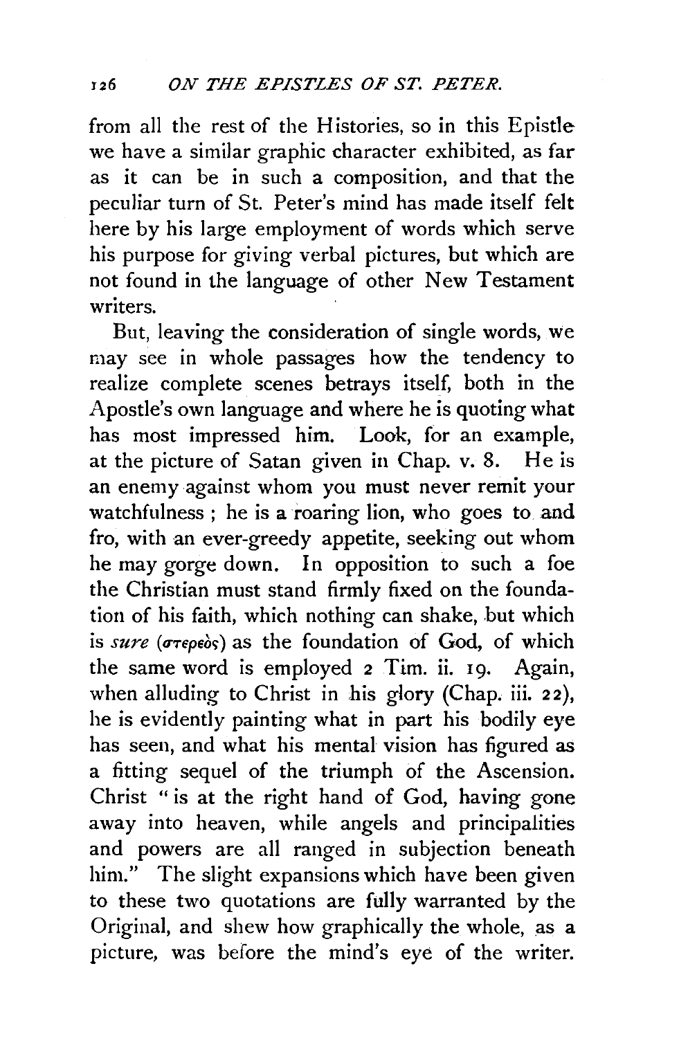from all the rest of the Histories, so in this Epistle we have a similar graphic character exhibited, as far as it can be in such a composition, and that the peculiar turn of St. Peter's mind has made itself felt here by his large employment of words which serve his purpose for giving verbal pictures, but which are not found in the language of other New Testament writers.

But, leaving the consideration of single words, we may see in whole passages how the tendency to realize complete scenes betrays itself, both in the Apostle's own language and where he is quoting what has most impressed him. Look, for an example, at the picture of Satan given in Chap. v. 8. He is an enemy against whom you must never remit your watchfulness; he is a roaring lion, who goes to and fro, with an ever-greedy appetite, seeking out whom he may gorge down. In opposition to such a foe the Christian must stand firmly fixed on the foundation of his faith, which nothing can shake, but which is *sure* (στερεὸς) as the foundation of God, of which the same word is employed 2 Tim. ii. 19. Again, when alluding to Christ in his glory (Chap. iii. 22), he is evidently painting what in part his bodily eye has seen, and what his mental vision has figured as a fitting sequel of the triumph of the Ascension. Christ "is at the right hand of God, having gone away into heaven, while angels and principalities and powers are all ranged in subjection beneath him." The slight expansions which have been given to these two quotations are fully warranted by the Original, and shew how graphically the whole, as a picture, was before the mind's eye of the writer.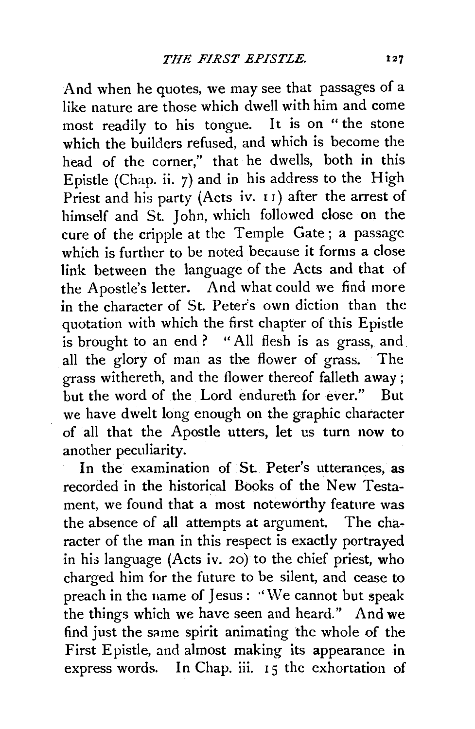And when he quotes, we may see that passages of a like nature are those which dwell with him and come most readily to his tongue. It is on "the stone which the builders refused, and which is become the head of the corner," that he dwells, both in this Epistle (Chap. ii. 7) and in his address to the High Priest and his party (Acts iv. 11) after the arrest of himself and St. John, which followed close on the cure of the cripple at the Temple Gate; a passage which is further to be noted because it forms a close link between the language of the Acts and that of the Apostle's letter. And what could we find more in the character of St. Peter's own diction than the quotation with which the first chapter of this Epistle is brought to an end? "All flesh is as grass, and all the glory of man as the flower of grass. The grass withereth, and the flower thereof falleth away; but the word of the Lord endureth for ever." But we have dwelt long enough on the graphic character of all that the Apostle utters, let us turn now to another peculiarity.

In the examination of St. Peter's utterances, as recorded in the historical Books of the New Testament, we found that a most noteworthy feature was the absence of all attempts at argument. The character of the man in this respect is exactly portrayed in his language (Acts iv. 20) to the chief priest, who charged him for the future to be silent, and cease to preach in the name of Jesus: "We cannot but speak the things which we have seen and heard." And we find just the same spirit animating the whole of the First Epistle, and almost making its appearance in express words. In Chap. iii. 15 the exhortation of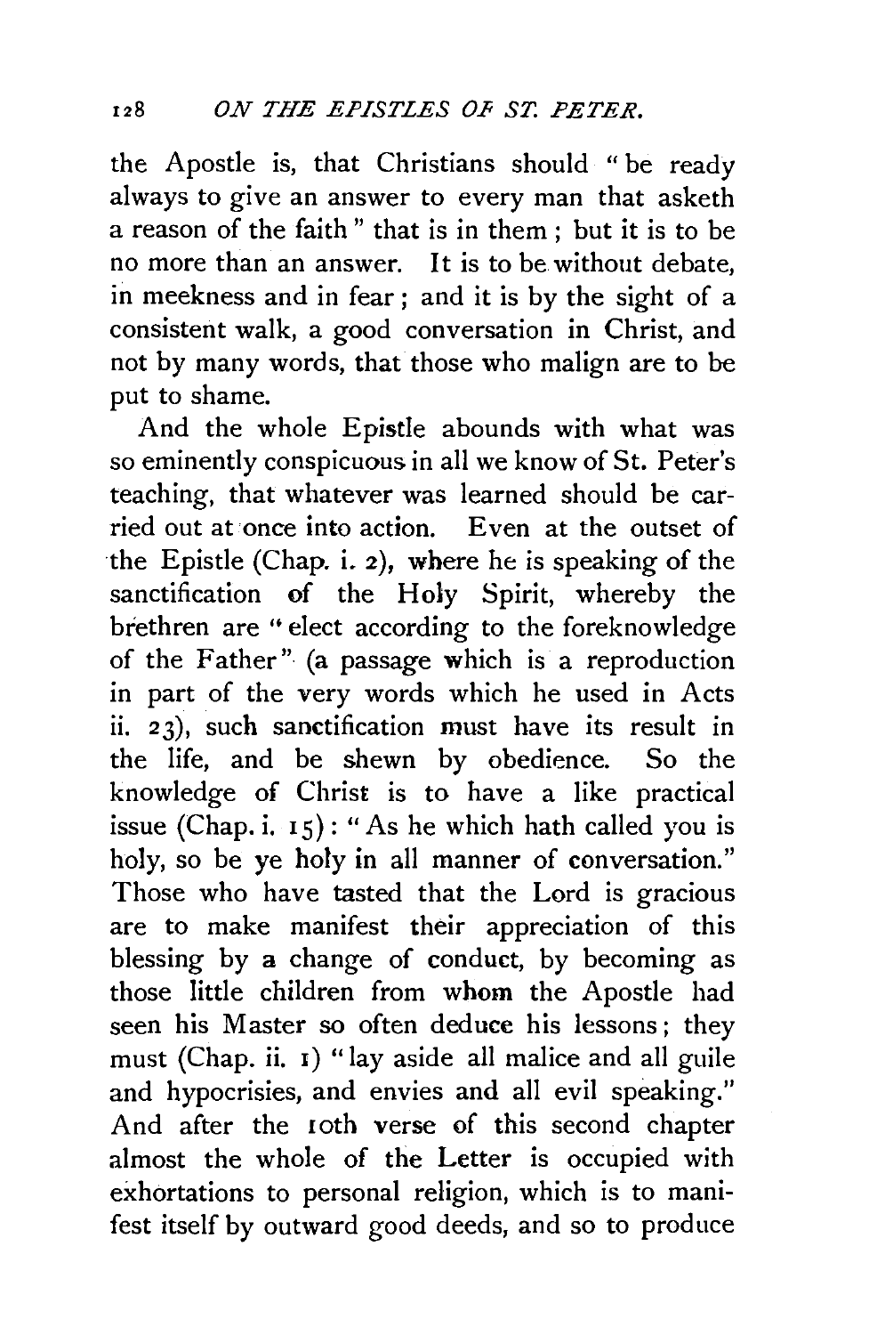the Apostle is, that Christians should "be ready always to give an answer to every man that asketh a reason of the faith" that is in them; but it is to be no more than an answer. It is to be without debate, in meekness and in fear; and it is by the sight of a consistent walk, a good conversation in Christ, and not by many words, that those who malign are to be put to shame.

And the whole Epistle abounds with what was so eminently conspicuous in all we know of St. Peter's teaching, that whatever was learned should be carried out at once into action. Even at the outset of the Epistle (Chap. i. 2), where he is speaking of the sanctification of the Holy Spirit, whereby the brethren are "elect according to the foreknowledge of the Father" (a passage which is a reproduction in part of the very words which he used in Acts ii. 23), such sanctification must have its result in the life, and be shewn by obedience. So the knowledge of Christ is to have a like practical issue (Chap. i. 15): "As he which hath called you is holy, so be ye holy in all manner of conversation." Those who have tasted that the Lord is gracious are to make manifest their appreciation of this blessing by a change of conduct, by becoming as those little children from whom the Apostle had seen his Master so often deduce his lessons; they must (Chap. ii. 1) "lay aside all malice and all guile and hypocrisies, and envies and all evil speaking." And after the 10th verse of this second chapter almost the whole of the Letter is occupied with exhortations to personal religion, which is to manifest itself by outward good deeds, and so to produce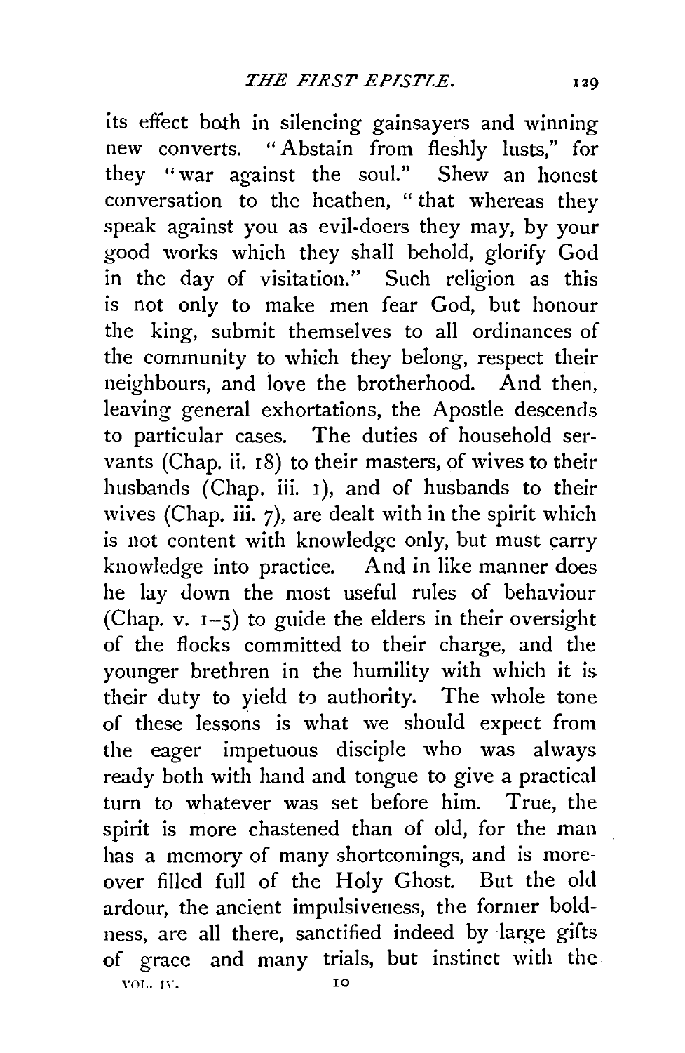its effect both in silencing gainsayers and winning new converts. "Abstain from fleshly lusts," for they "war against the soul." Shew an honest conversation to the heathen, "that whereas they speak against you as evil-doers they may, by your good works which they shall behold, glorify God in the day of visitation." Such religion as this is not only to make men fear God, but honour the king, submit themselves to all ordinances of the community to which they belong, respect their neighbours, and love the brotherhood. And then, leaving general exhortations, the Apostle descends to particular cases. The duties of household servants (Chap. ii. 18) to their masters, of wives to their husbands (Chap. iii. 1), and of husbands to their wives (Chap. iii. 7), are dealt with in the spirit which is not content with knowledge only, but must carry knowledge into practice. And in like manner does he lay down the most useful rules of behaviour (Chap. v. 1–5) to guide the elders in their oversight of the flocks committed to their charge, and the younger brethren in the humility with which it is their duty to yield to authority. The whole tone of these lessons is what we should expect from the eager impetuous disciple who was always ready both with hand and tongue to give a practical turn to whatever was set before him. True, the spirit is more chastened than of old, for the man has a memory of many shortcomings, and is moreover filled full of the Holy Ghost. But the old ardour, the ancient impulsiveness, the former boldness, are all there, sanctified indeed by large gifts of grace and many trials, but instinct with the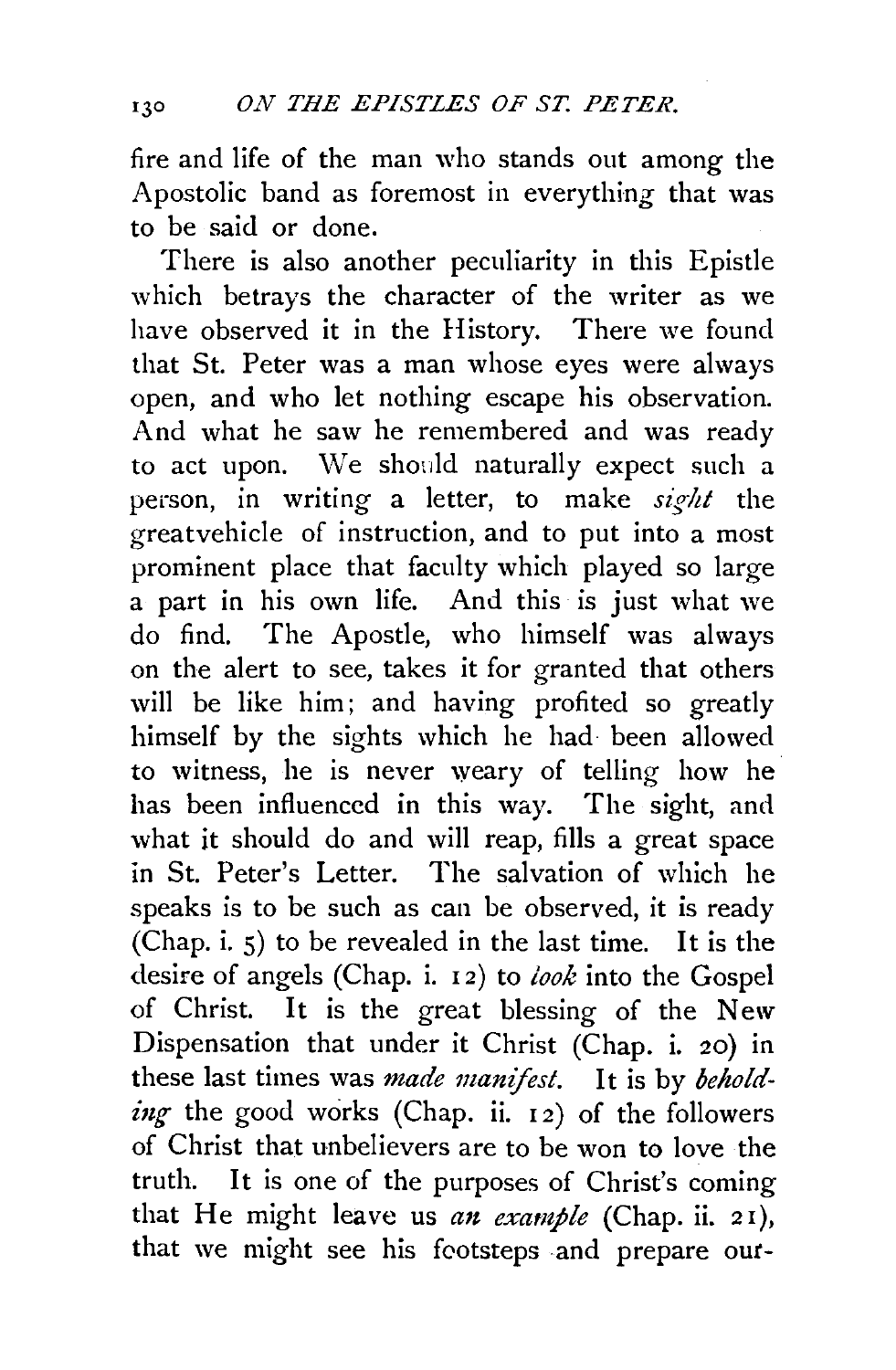fire and life of the man who stands out among the Apostolic band as foremost in everything that was to be said or done.

There is also another peculiarity in this Epistle which betrays the character of the writer as we have observed it in the History. There we found that St. Peter was a man whose eyes were always open, and who let nothing escape his observation. And what he saw he remembered and was ready to act upon. We should naturally expect such a person, in writing a letter, to make *sight* the greatvehicle of instruction, and to put into a most prominent place that faculty which played so large a part in his own life. And this is just what we do find. The Apostle, who himself was always on the alert to see, takes it for granted that others will be like him; and having profited so greatly himself by the sights which he had been allowed to witness, he is never weary of telling how he has been influenced in this way. The sight, and what it should do and will reap, fills a great space in St. Peter's Letter. The salvation of which he speaks is to be such as can be observed, it is ready (Chap. i. 5) to be revealed in the last time. It is the desire of angels (Chap. i. 12) to *look* into the Gospel of Christ. It is the great blessing of the New Dispensation that under it Christ (Chap. i. 20) in these last times was *made manifest.* It is by *beholding* the good works (Chap. ii. 12) of the followers of Christ that unbelievers are to be won to love the truth. It is one of the purposes of Christ's coming that He might leave us *an example* (Chap. ii. 21), that we might see his footsteps and prepare our-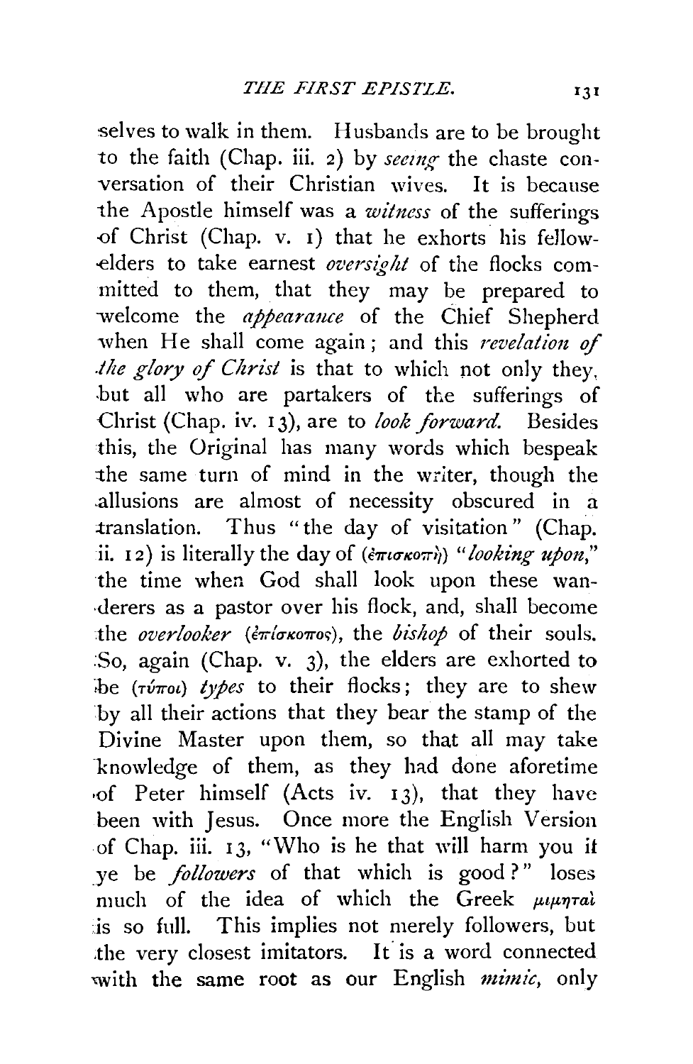selves to walk in them. Husbands are to be brought to the faith (Chap. iii. 2) by *seeing* the chaste conversation of their Christian wives. It is because the Apostle himself was a *witness* of the sufferings of Christ (Chap. v. 1) that he exhorts his fellow-elders to take earnest *oversight* of the flocks committed to them, that they may be prepared to welcome the *appearance* of the Chief Shepherd when He shall come again; and this *revelation of the glory of Christ* is that to which not only they, but all who are partakers of the sufferings of Christ (Chap. iv. 13), are to *look forward.* Besides this, the Original has many words which bespeak the same turn of mind in the writer, though the allusions are almost of necessity obscured in a translation. Thus "the day of visitation" (Chap. ii. 12) is literally the day of (ἐπισκοπή) "*looking upon,*" the time when God shall look upon these wanderers as a pastor over his flock, and, shall become the *overlooker* (ἐπίσκοπος), the *bishop* of their souls. So, again (Chap. v. 3), the elders are exhorted to be (τύποι) *types* to their flocks; they are to shew by all their actions that they bear the stamp of the Divine Master upon them, so that all may take knowledge of them, as they had done aforetime of Peter himself (Acts iv. 13), that they have been with Jesus. Once more the English Version of Chap. iii. 13, "Who is he that will harm you if ye be *followers* of that which is good?" loses much of the idea of which the Greek μιμηταὶ is so full. This implies not merely followers, but the very closest imitators. It is a word connected with the same root as our English *mimic,* only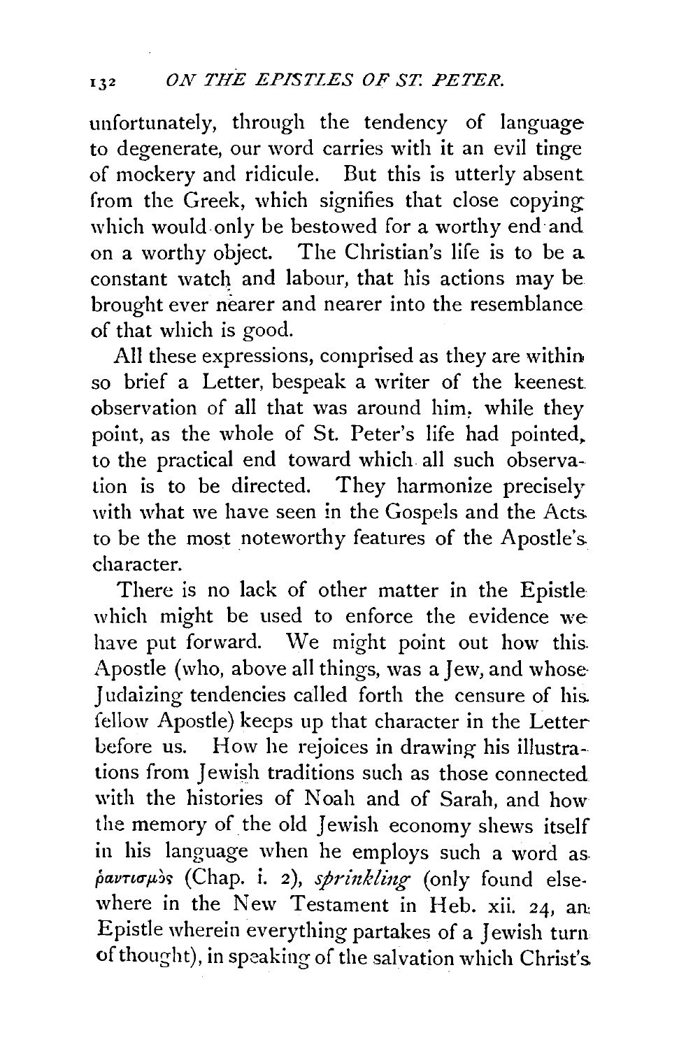unfortunately, through the tendency of language to degenerate, our word carries with it an evil tinge of mockery and ridicule. But this is utterly absent from the Greek, which signifies that close copying which would only be bestowed for a worthy end and on a worthy object. The Christian's life is to be a constant watch and labour, that his actions may be brought ever nearer and nearer into the resemblance of that which is good.

All these expressions, comprised as they are within so brief a Letter, bespeak a writer of the keenest observation of all that was around him, while they point, as the whole of St. Peter's life had pointed, to the practical end toward which all such observation is to be directed. They harmonize precisely with what we have seen in the Gospels and the Acts to be the most noteworthy features of the Apostle's character.

There is no lack of other matter in the Epistle which might be used to enforce the evidence we have put forward. We might point out how this Apostle (who, above all things, was a Jew, and whose Judaizing tendencies called forth the censure of his fellow Apostle) keeps up that character in the Letter before us. How he rejoices in drawing his illustrations from Jewish traditions such as those connected with the histories of Noah and of Sarah, and how the memory of the old Jewish economy shews itself in his language when he employs such a word as ῥαντισμὸς (Chap. i. 2), *sprinkling* (only found elsewhere in the New Testament in Heb. xii. 24, an Epistle wherein everything partakes of a Jewish turn of thought), in speaking of the salvation which Christ's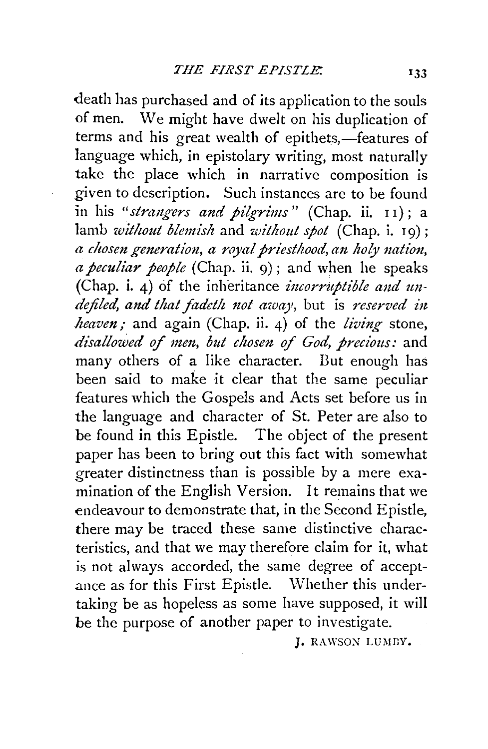death has purchased and of its application to the souls of men. We might have dwelt on his duplication of terms and his great wealth of epithets,—features of language which, in epistolary writing, most naturally take the place which in narrative composition is given to description. Such instances are to be found in his "*strangers and pilgrims*" (Chap. ii. 11); a lamb *without blemish* and *without spot* (Chap. i. 19); *a chosen generation, a royal priesthood, an holy nation, a peculiar people* (Chap. ii. 9); and when he speaks (Chap. i. 4) of the inheritance *incorruptible and undefiled, and that fadeth not away*, but is *reserved in heaven;* and again (Chap. ii. 4) of the *living* stone, *disallowed of men, but chosen of God, precious:* and many others of a like character. But enough has been said to make it clear that the same peculiar features which the Gospels and Acts set before us in the language and character of St. Peter are also to be found in this Epistle. The object of the present paper has been to bring out this fact with somewhat greater distinctness than is possible by a mere examination of the English Version. It remains that we endeavour to demonstrate that, in the Second Epistle, there may be traced these same distinctive characteristics, and that we may therefore claim for it, what is not always accorded, the same degree of acceptance as for this First Epistle. Whether this undertaking be as hopeless as some have supposed, it will be the purpose of another paper to investigate.

J. RAWSON LUMBY.